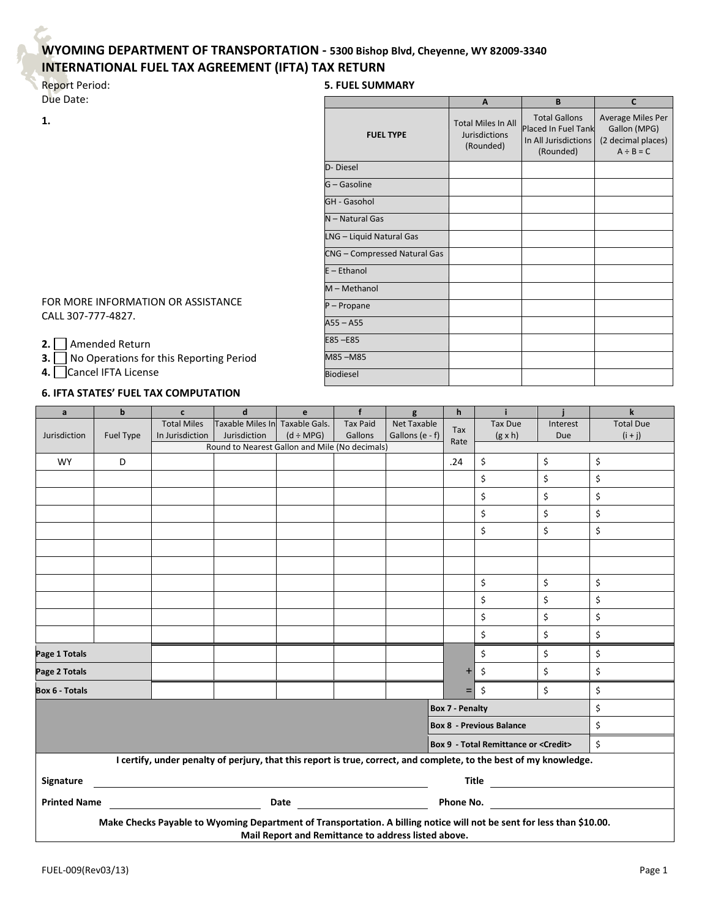# WYOMING DEPARTMENT OF TRANSPORTATION - 5300 Bishop Blvd, Cheyenne, WY 82009-3340

## INTERNATIONAL FUEL TAX AGREEMENT (IFTA) TAX RETURN

Report Period:

Due Date:

**1.**

FOR MORE INFORMATION OR ASSISTANCE CALL 307-777-4827.

**2.** ☐ Amended Return

**3.** ☐ No Operations for this Reporting Period

**4.** ☐ Cancel IFTA License

### 5. FUEL SUMMARY

| FUEL TYPE | A<br>Total Miles In All Jurisdictions (Rounded) | B<br>Total Gallons Placed In Fuel Tank In All Jurisdictions (Rounded) | C<br>Average Miles Per Gallon (MPG) (2 decimal places) A ÷ B = C |
|---|---|---|---|
| D- Diesel | | | |
| G – Gasoline | | | |
| GH - Gasohol | | | |
| N – Natural Gas | | | |
| LNG – Liquid Natural Gas | | | |
| CNG – Compressed Natural Gas | | | |
| E – Ethanol | | | |
| M – Methanol | | | |
| P – Propane | | | |
| A55 – A55 | | | |
| E85 –E85 | | | |
| M85 –M85 | | | |
| Biodiesel | | | |

### 6. IFTA STATES' FUEL TAX COMPUTATION

| a | b | c | d | e | f | g | h | i | j | k |
|---|---|---|---|---|---|---|---|---|---|---|
| Jurisdiction | Fuel Type | Total Miles In Jurisdiction | Taxable Miles In Jurisdiction | Taxable Gals. (d ÷ MPG) | Tax Paid Gallons | Net Taxable Gallons (e - f) | Tax Rate | Tax Due (g x h) | Interest Due | Total Due (i + j) |
| | | Round to Nearest Gallon and Mile (No decimals) | | | | | | | | |
| WY | D | | | | | | .24 | $ | $ | $ |
| | | | | | | | | $ | $ | $ |
| | | | | | | | | $ | $ | $ |
| | | | | | | | | $ | $ | $ |
| | | | | | | | | $ | $ | $ |
| | | | | | | | | | | |
| | | | | | | | | | | |
| | | | | | | | | $ | $ | $ |
| | | | | | | | | $ | $ | $ |
| | | | | | | | | $ | $ | $ |
| | | | | | | | | $ | $ | $ |
| **Page 1 Totals** | | | | | | | | $ | $ | $ |
| **Page 2 Totals** | | | | | | | + | $ | $ | $ |
| **Box 6 - Totals** | | | | | | | = | $ | $ | $ |
| | | | | | | | **Box 7 - Penalty** | | | $ |
| | | | | | | | **Box 8 - Previous Balance** | | | $ |
| | | | | | | | **Box 9 - Total Remittance or <Credit>** | | | $ |

**I certify, under penalty of perjury, that this report is true, correct, and complete, to the best of my knowledge.**

**Signature** ______________________ **Title** ______________________

**Printed Name** ______________________ **Date** ______________________ **Phone No.** ______________________

**Make Checks Payable to Wyoming Department of Transportation. A billing notice will not be sent for less than $10.00.**
**Mail Report and Remittance to address listed above.**

FUEL-009(Rev03/13)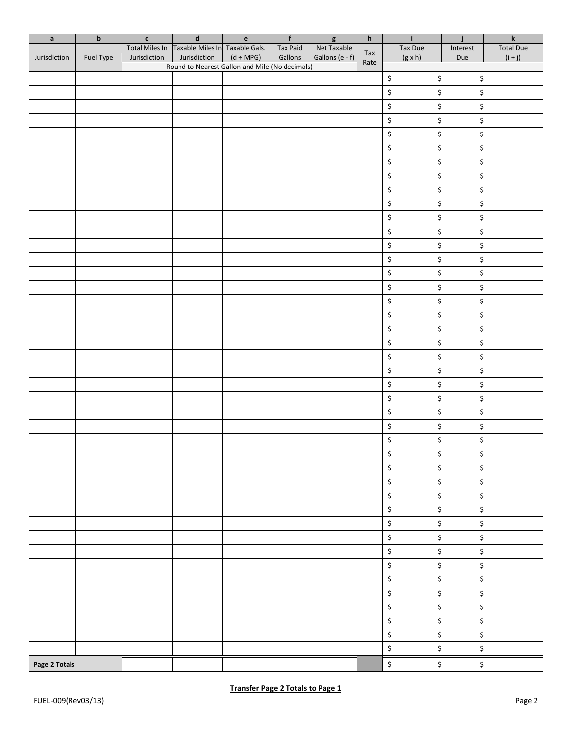| a | b | c | d | e | f | g | h | i | j | k |
|---|---|---|---|---|---|---|---|---|---|---|
| Jurisdiction | Fuel Type | Total Miles In Jurisdiction | Taxable Miles In Jurisdiction | Taxable Gals. (d ÷ MPG) | Tax Paid Gallons | Net Taxable Gallons (e - f) | Tax Rate | Tax Due (g x h) | Interest Due | Total Due (i + j) |
| | | Round to Nearest Gallon and Mile (No decimals) | | | | | | | | |
| | | | | | | | | $ | $ | $ |
| | | | | | | | | $ | $ | $ |
| | | | | | | | | $ | $ | $ |
| | | | | | | | | $ | $ | $ |
| | | | | | | | | $ | $ | $ |
| | | | | | | | | $ | $ | $ |
| | | | | | | | | $ | $ | $ |
| | | | | | | | | $ | $ | $ |
| | | | | | | | | $ | $ | $ |
| | | | | | | | | $ | $ | $ |
| | | | | | | | | $ | $ | $ |
| | | | | | | | | $ | $ | $ |
| | | | | | | | | $ | $ | $ |
| | | | | | | | | $ | $ | $ |
| | | | | | | | | $ | $ | $ |
| | | | | | | | | $ | $ | $ |
| | | | | | | | | $ | $ | $ |
| | | | | | | | | $ | $ | $ |
| | | | | | | | | $ | $ | $ |
| | | | | | | | | $ | $ | $ |
| | | | | | | | | $ | $ | $ |
| | | | | | | | | $ | $ | $ |
| | | | | | | | | $ | $ | $ |
| | | | | | | | | $ | $ | $ |
| | | | | | | | | $ | $ | $ |
| | | | | | | | | $ | $ | $ |
| | | | | | | | | $ | $ | $ |
| | | | | | | | | $ | $ | $ |
| | | | | | | | | $ | $ | $ |
| | | | | | | | | $ | $ | $ |
| | | | | | | | | $ | $ | $ |
| | | | | | | | | $ | $ | $ |
| | | | | | | | | $ | $ | $ |
| | | | | | | | | $ | $ | $ |
| | | | | | | | | $ | $ | $ |
| | | | | | | | | $ | $ | $ |
| | | | | | | | | $ | $ | $ |
| | | | | | | | | $ | $ | $ |
| | | | | | | | | $ | $ | $ |
| | | | | | | | | $ | $ | $ |
| | | | | | | | | $ | $ | $ |
| **Page 2 Totals** | | | | | | | | $ | $ | $ |

**Transfer Page 2 Totals to Page 1**

FUEL-009(Rev03/13)